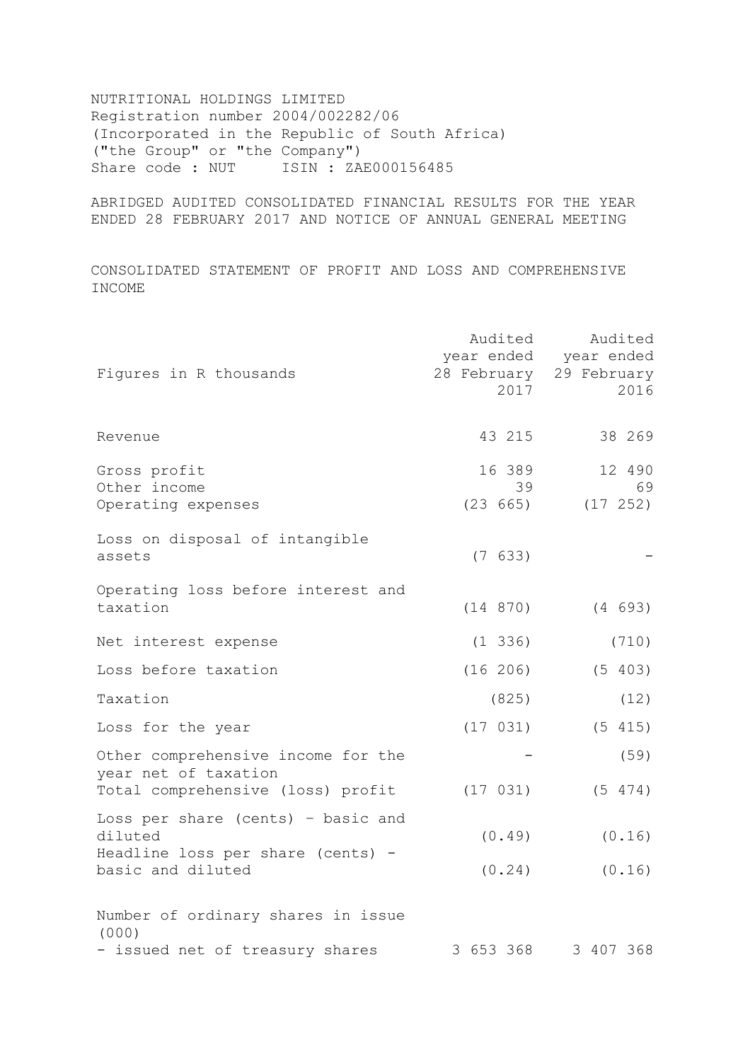NUTRITIONAL HOLDINGS LIMITED
Registration number 2004/002282/06
(Incorporated in the Republic of South Africa)
("the Group" or "the Company")
Share code : NUT ISIN : ZAE000156485

## ABRIDGED AUDITED CONSOLIDATED FINANCIAL RESULTS FOR THE YEAR ENDED 28 FEBRUARY 2017 AND NOTICE OF ANNUAL GENERAL MEETING

### CONSOLIDATED STATEMENT OF PROFIT AND LOSS AND COMPREHENSIVE INCOME

| Figures in R thousands | Audited year ended 28 February 2017 | Audited year ended 29 February 2016 |
|---|---|---|
| Revenue | 43 215 | 38 269 |
| Gross profit | 16 389 | 12 490 |
| Other income | 39 | 69 |
| Operating expenses | (23 665) | (17 252) |
| Loss on disposal of intangible assets | (7 633) | - |
| Operating loss before interest and taxation | (14 870) | (4 693) |
| Net interest expense | (1 336) | (710) |
| Loss before taxation | (16 206) | (5 403) |
| Taxation | (825) | (12) |
| Loss for the year | (17 031) | (5 415) |
| Other comprehensive income for the year net of taxation | - | (59) |
| Total comprehensive (loss) profit | (17 031) | (5 474) |
| Loss per share (cents) - basic and diluted | (0.49) | (0.16) |
| Headline loss per share (cents) - basic and diluted | (0.24) | (0.16) |
| Number of ordinary shares in issue (000) | | |
| - issued net of treasury shares | 3 653 368 | 3 407 368 |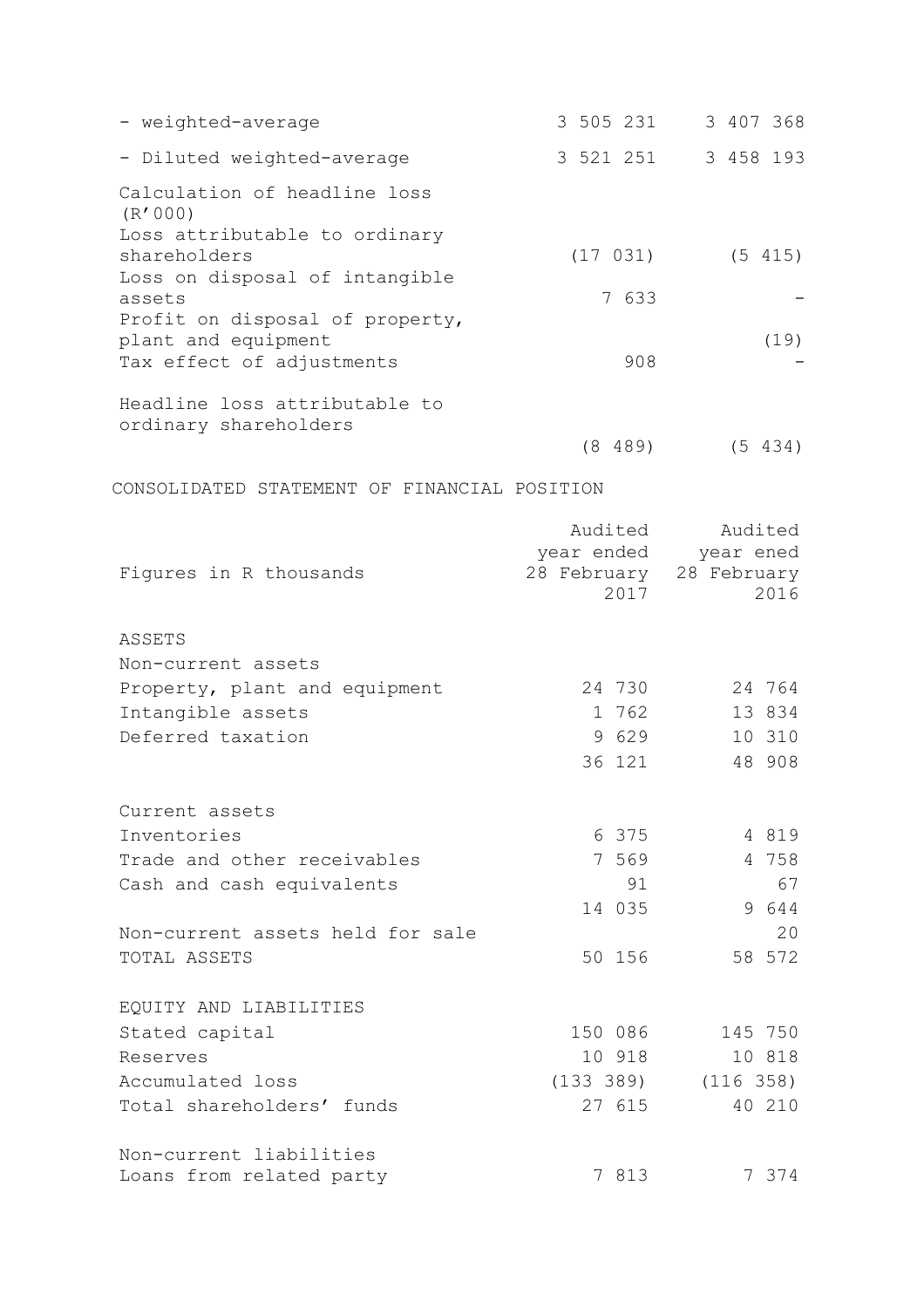| | | |
|---|---|---|
| - weighted-average | 3 505 231 | 3 407 368 |
| - Diluted weighted-average | 3 521 251 | 3 458 193 |
| Calculation of headline loss (R'000) | | |
| Loss attributable to ordinary shareholders | (17 031) | (5 415) |
| Loss on disposal of intangible assets | 7 633 | - |
| Profit on disposal of property, plant and equipment | | (19) |
| Tax effect of adjustments | 908 | - |
| Headline loss attributable to ordinary shareholders | (8 489) | (5 434) |

CONSOLIDATED STATEMENT OF FINANCIAL POSITION

| Figures in R thousands | Audited year ended 28 February 2017 | Audited year ened 28 February 2016 |
|---|---|---|
| ASSETS | | |
| Non-current assets | | |
| Property, plant and equipment | 24 730 | 24 764 |
| Intangible assets | 1 762 | 13 834 |
| Deferred taxation | 9 629 | 10 310 |
| | 36 121 | 48 908 |
| Current assets | | |
| Inventories | 6 375 | 4 819 |
| Trade and other receivables | 7 569 | 4 758 |
| Cash and cash equivalents | 91 | 67 |
| | 14 035 | 9 644 |
| Non-current assets held for sale | | 20 |
| TOTAL ASSETS | 50 156 | 58 572 |
| EQUITY AND LIABILITIES | | |
| Stated capital | 150 086 | 145 750 |
| Reserves | 10 918 | 10 818 |
| Accumulated loss | (133 389) | (116 358) |
| Total shareholders' funds | 27 615 | 40 210 |
| Non-current liabilities | | |
| Loans from related party | 7 813 | 7 374 |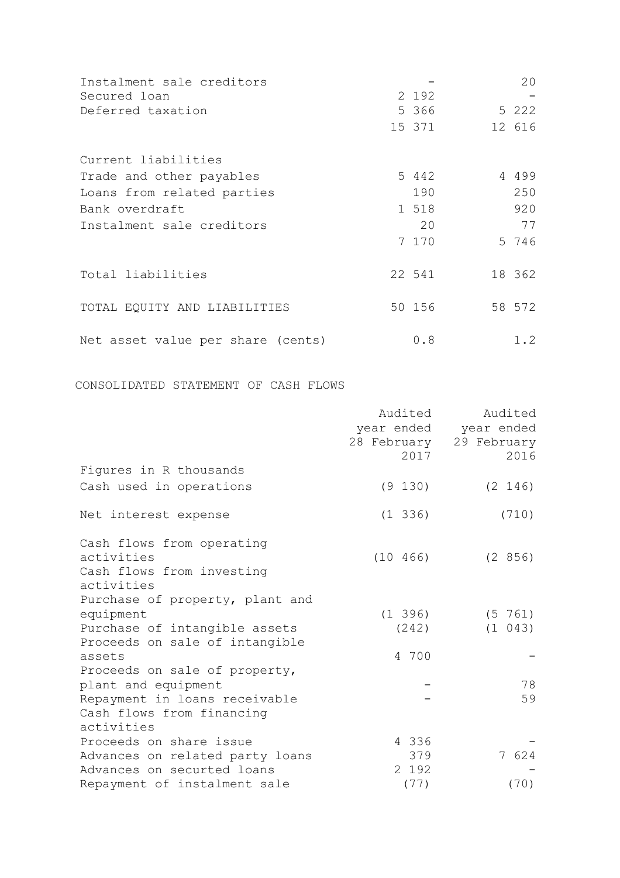| | | |
|---|---|---|
| Instalment sale creditors | - | 20 |
| Secured loan | 2 192 | - |
| Deferred taxation | 5 366 | 5 222 |
| | 15 371 | 12 616 |
| Current liabilities | | |
| Trade and other payables | 5 442 | 4 499 |
| Loans from related parties | 190 | 250 |
| Bank overdraft | 1 518 | 920 |
| Instalment sale creditors | 20 | 77 |
| | 7 170 | 5 746 |
| Total liabilities | 22 541 | 18 362 |
| TOTAL EQUITY AND LIABILITIES | 50 156 | 58 572 |
| Net asset value per share (cents) | 0.8 | 1.2 |

CONSOLIDATED STATEMENT OF CASH FLOWS

| | Audited year ended 28 February 2017 | Audited year ended 29 February 2016 |
|---|---|---|
| Figures in R thousands | | |
| Cash used in operations | (9 130) | (2 146) |
| Net interest expense | (1 336) | (710) |
| Cash flows from operating activities | (10 466) | (2 856) |
| Cash flows from investing activities | | |
| Purchase of property, plant and equipment | (1 396) | (5 761) |
| Purchase of intangible assets | (242) | (1 043) |
| Proceeds on sale of intangible assets | 4 700 | - |
| Proceeds on sale of property, plant and equipment | - | 78 |
| Repayment in loans receivable | - | 59 |
| Cash flows from financing activities | | |
| Proceeds on share issue | 4 336 | - |
| Advances on related party loans | 379 | 7 624 |
| Advances on securted loans | 2 192 | - |
| Repayment of instalment sale | (77) | (70) |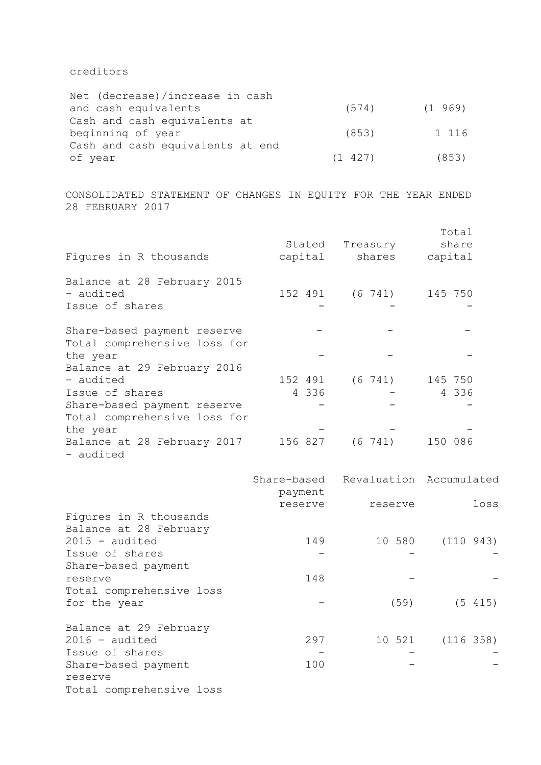creditors

| | | |
|---|---|---|
| Net (decrease)/increase in cash and cash equivalents | (574) | (1 969) |
| Cash and cash equivalents at beginning of year | (853) | 1 116 |
| Cash and cash equivalents at end of year | (1 427) | (853) |

CONSOLIDATED STATEMENT OF CHANGES IN EQUITY FOR THE YEAR ENDED 28 FEBRUARY 2017

| Figures in R thousands | Stated capital | Treasury shares | Total share capital |
|---|---|---|---|
| Balance at 28 February 2015 - audited | 152 491 | (6 741) | 145 750 |
| Issue of shares | - | - | - |
| Share-based payment reserve | - | - | - |
| Total comprehensive loss for the year | - | - | - |
| Balance at 29 February 2016 – audited | 152 491 | (6 741) | 145 750 |
| Issue of shares | 4 336 | - | 4 336 |
| Share-based payment reserve | - | - | - |
| Total comprehensive loss for the year | - | - | - |
| Balance at 28 February 2017 - audited | 156 827 | (6 741) | 150 086 |

| Figures in R thousands | Share-based payment reserve | Revaluation reserve | Accumulated loss |
|---|---|---|---|
| Balance at 28 February 2015 - audited | 149 | 10 580 | (110 943) |
| Issue of shares | - | - | - |
| Share-based payment reserve | 148 | - | - |
| Total comprehensive loss for the year | - | (59) | (5 415) |
| Balance at 29 February 2016 – audited | 297 | 10 521 | (116 358) |
| Issue of shares | - | - | - |
| Share-based payment reserve | 100 | - | - |
| Total comprehensive loss | | | |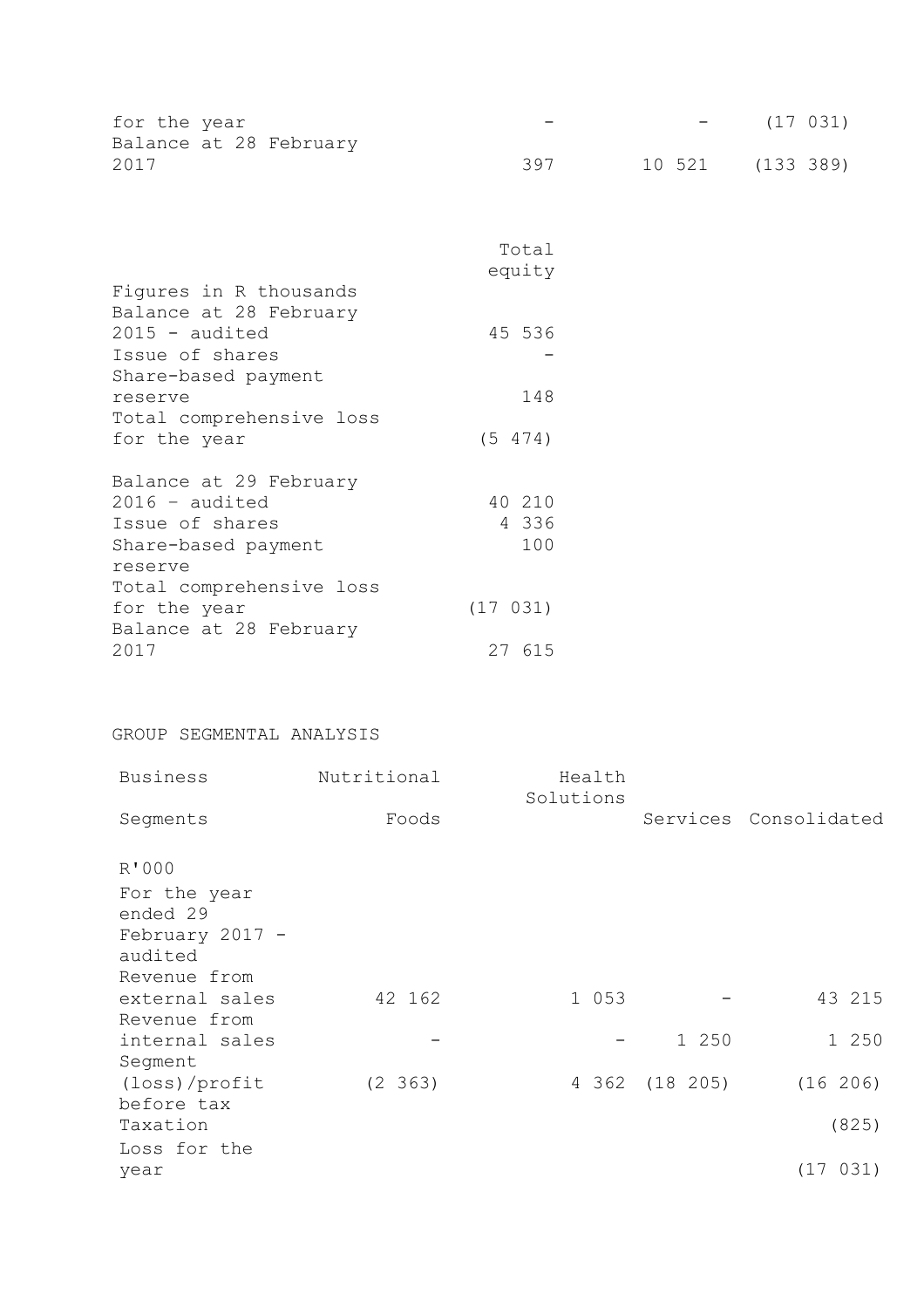| | | | |
|---|---|---|---|
| for the year | - | - | (17 031) |
| Balance at 28 February 2017 | 397 | 10 521 | (133 389) |

| Figures in R thousands | Total equity |
|---|---|
| Balance at 28 February 2015 - audited | 45 536 |
| Issue of shares | - |
| Share-based payment reserve | 148 |
| Total comprehensive loss for the year | (5 474) |
| Balance at 29 February 2016 – audited | 40 210 |
| Issue of shares | 4 336 |
| Share-based payment reserve | 100 |
| Total comprehensive loss for the year | (17 031) |
| Balance at 28 February 2017 | 27 615 |

GROUP SEGMENTAL ANALYSIS

| Business Segments | Nutritional Foods | Health Solutions | Services | Consolidated |
|---|---|---|---|---|
| R'000 | | | | |
| For the year ended 29 February 2017 - audited | | | | |
| Revenue from external sales | 42 162 | 1 053 | - | 43 215 |
| Revenue from internal sales | - | - | 1 250 | 1 250 |
| Segment (loss)/profit before tax | (2 363) | 4 362 | (18 205) | (16 206) |
| Taxation | | | | (825) |
| Loss for the year | | | | (17 031) |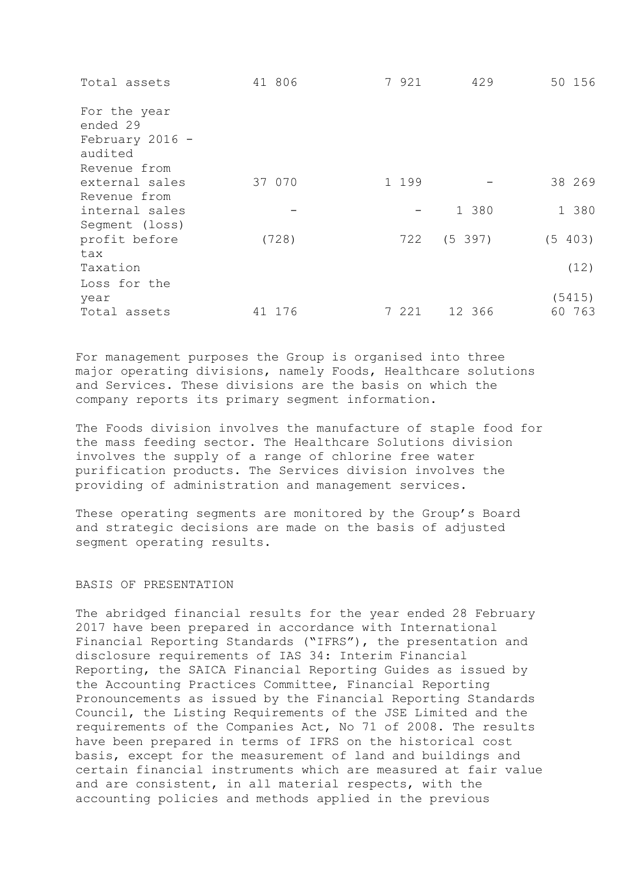| | | | | |
|---|---|---|---|---|
| Total assets | 41 806 | 7 921 | 429 | 50 156 |
| For the year ended 29 February 2016 - audited | | | | |
| Revenue from external sales | 37 070 | 1 199 | - | 38 269 |
| Revenue from internal sales | - | - | 1 380 | 1 380 |
| Segment (loss) profit before tax | (728) | 722 | (5 397) | (5 403) |
| Taxation | | | | (12) |
| Loss for the year | | | | (5415) |
| Total assets | 41 176 | 7 221 | 12 366 | 60 763 |

For management purposes the Group is organised into three major operating divisions, namely Foods, Healthcare solutions and Services. These divisions are the basis on which the company reports its primary segment information.

The Foods division involves the manufacture of staple food for the mass feeding sector. The Healthcare Solutions division involves the supply of a range of chlorine free water purification products. The Services division involves the providing of administration and management services.

These operating segments are monitored by the Group's Board and strategic decisions are made on the basis of adjusted segment operating results.

## BASIS OF PRESENTATION

The abridged financial results for the year ended 28 February 2017 have been prepared in accordance with International Financial Reporting Standards ("IFRS"), the presentation and disclosure requirements of IAS 34: Interim Financial Reporting, the SAICA Financial Reporting Guides as issued by the Accounting Practices Committee, Financial Reporting Pronouncements as issued by the Financial Reporting Standards Council, the Listing Requirements of the JSE Limited and the requirements of the Companies Act, No 71 of 2008. The results have been prepared in terms of IFRS on the historical cost basis, except for the measurement of land and buildings and certain financial instruments which are measured at fair value and are consistent, in all material respects, with the accounting policies and methods applied in the previous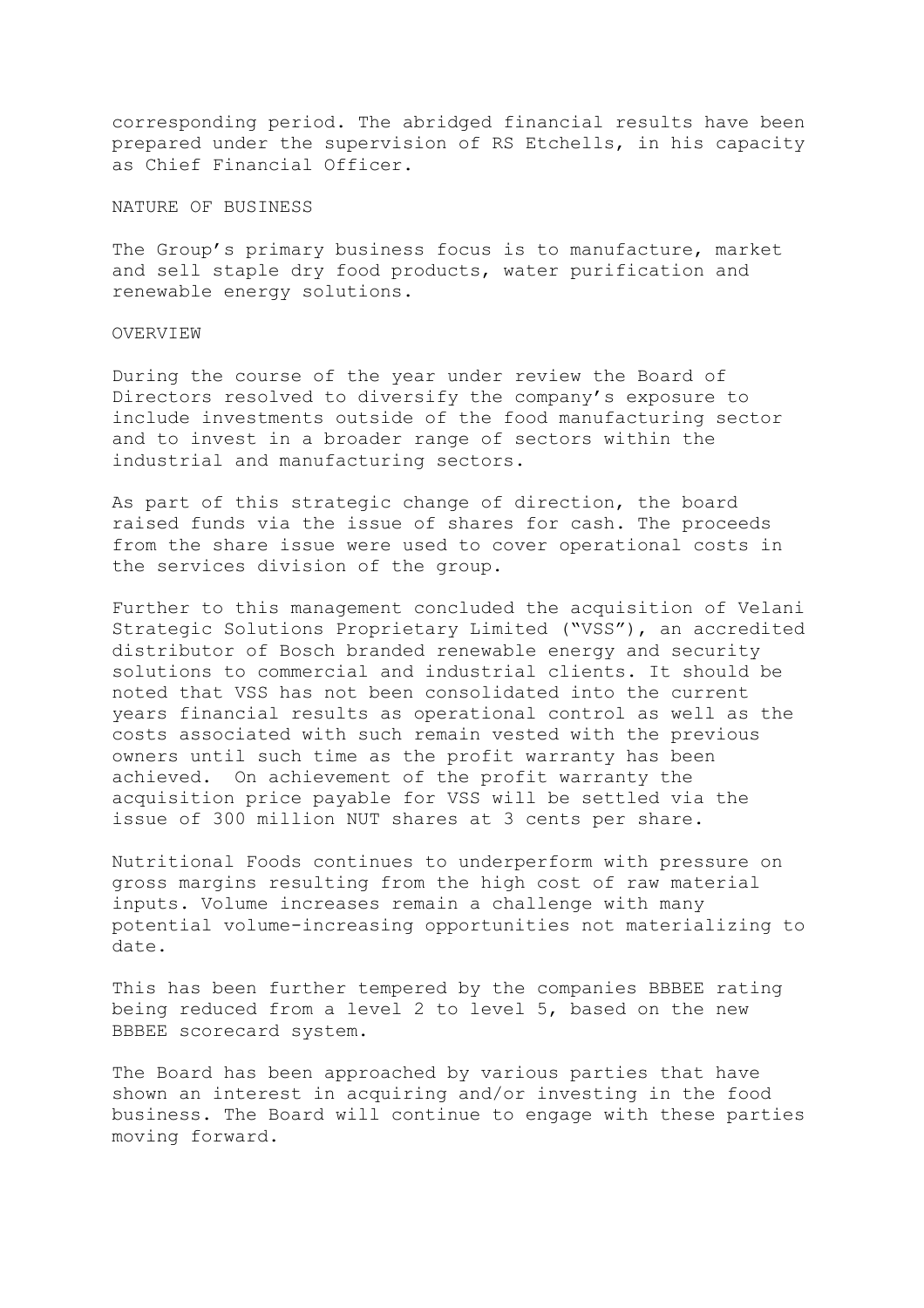corresponding period. The abridged financial results have been prepared under the supervision of RS Etchells, in his capacity as Chief Financial Officer.

## NATURE OF BUSINESS

The Group's primary business focus is to manufacture, market and sell staple dry food products, water purification and renewable energy solutions.

## OVERVIEW

During the course of the year under review the Board of Directors resolved to diversify the company's exposure to include investments outside of the food manufacturing sector and to invest in a broader range of sectors within the industrial and manufacturing sectors.

As part of this strategic change of direction, the board raised funds via the issue of shares for cash. The proceeds from the share issue were used to cover operational costs in the services division of the group.

Further to this management concluded the acquisition of Velani Strategic Solutions Proprietary Limited ("VSS"), an accredited distributor of Bosch branded renewable energy and security solutions to commercial and industrial clients. It should be noted that VSS has not been consolidated into the current years financial results as operational control as well as the costs associated with such remain vested with the previous owners until such time as the profit warranty has been achieved. On achievement of the profit warranty the acquisition price payable for VSS will be settled via the issue of 300 million NUT shares at 3 cents per share.

Nutritional Foods continues to underperform with pressure on gross margins resulting from the high cost of raw material inputs. Volume increases remain a challenge with many potential volume-increasing opportunities not materializing to date.

This has been further tempered by the companies BBBEE rating being reduced from a level 2 to level 5, based on the new BBBEE scorecard system.

The Board has been approached by various parties that have shown an interest in acquiring and/or investing in the food business. The Board will continue to engage with these parties moving forward.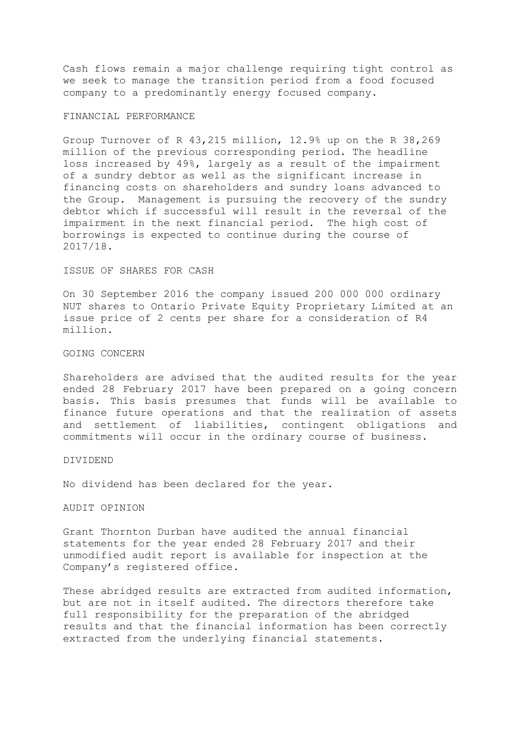Cash flows remain a major challenge requiring tight control as we seek to manage the transition period from a food focused company to a predominantly energy focused company.

## FINANCIAL PERFORMANCE

Group Turnover of R 43,215 million, 12.9% up on the R 38,269 million of the previous corresponding period. The headline loss increased by 49%, largely as a result of the impairment of a sundry debtor as well as the significant increase in financing costs on shareholders and sundry loans advanced to the Group. Management is pursuing the recovery of the sundry debtor which if successful will result in the reversal of the impairment in the next financial period. The high cost of borrowings is expected to continue during the course of 2017/18.

## ISSUE OF SHARES FOR CASH

On 30 September 2016 the company issued 200 000 000 ordinary NUT shares to Ontario Private Equity Proprietary Limited at an issue price of 2 cents per share for a consideration of R4 million.

## GOING CONCERN

Shareholders are advised that the audited results for the year ended 28 February 2017 have been prepared on a going concern basis. This basis presumes that funds will be available to finance future operations and that the realization of assets and settlement of liabilities, contingent obligations and commitments will occur in the ordinary course of business.

## DIVIDEND

No dividend has been declared for the year.

## AUDIT OPINION

Grant Thornton Durban have audited the annual financial statements for the year ended 28 February 2017 and their unmodified audit report is available for inspection at the Company's registered office.

These abridged results are extracted from audited information, but are not in itself audited. The directors therefore take full responsibility for the preparation of the abridged results and that the financial information has been correctly extracted from the underlying financial statements.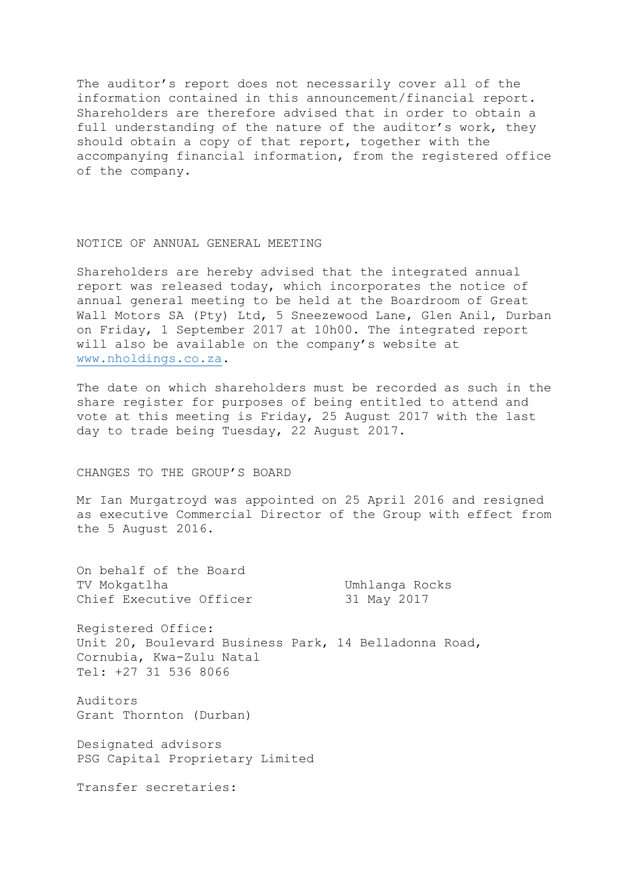The auditor's report does not necessarily cover all of the information contained in this announcement/financial report. Shareholders are therefore advised that in order to obtain a full understanding of the nature of the auditor's work, they should obtain a copy of that report, together with the accompanying financial information, from the registered office of the company.

## NOTICE OF ANNUAL GENERAL MEETING

Shareholders are hereby advised that the integrated annual report was released today, which incorporates the notice of annual general meeting to be held at the Boardroom of Great Wall Motors SA (Pty) Ltd, 5 Sneezewood Lane, Glen Anil, Durban on Friday, 1 September 2017 at 10h00. The integrated report will also be available on the company's website at www.nholdings.co.za.

The date on which shareholders must be recorded as such in the share register for purposes of being entitled to attend and vote at this meeting is Friday, 25 August 2017 with the last day to trade being Tuesday, 22 August 2017.

## CHANGES TO THE GROUP'S BOARD

Mr Ian Murgatroyd was appointed on 25 April 2016 and resigned as executive Commercial Director of the Group with effect from the 5 August 2016.

On behalf of the Board
TV Mokgatlha
Chief Executive Officer

Umhlanga Rocks
31 May 2017

Registered Office:
Unit 20, Boulevard Business Park, 14 Belladonna Road, Cornubia, Kwa-Zulu Natal
Tel: +27 31 536 8066

Auditors
Grant Thornton (Durban)

Designated advisors
PSG Capital Proprietary Limited

Transfer secretaries: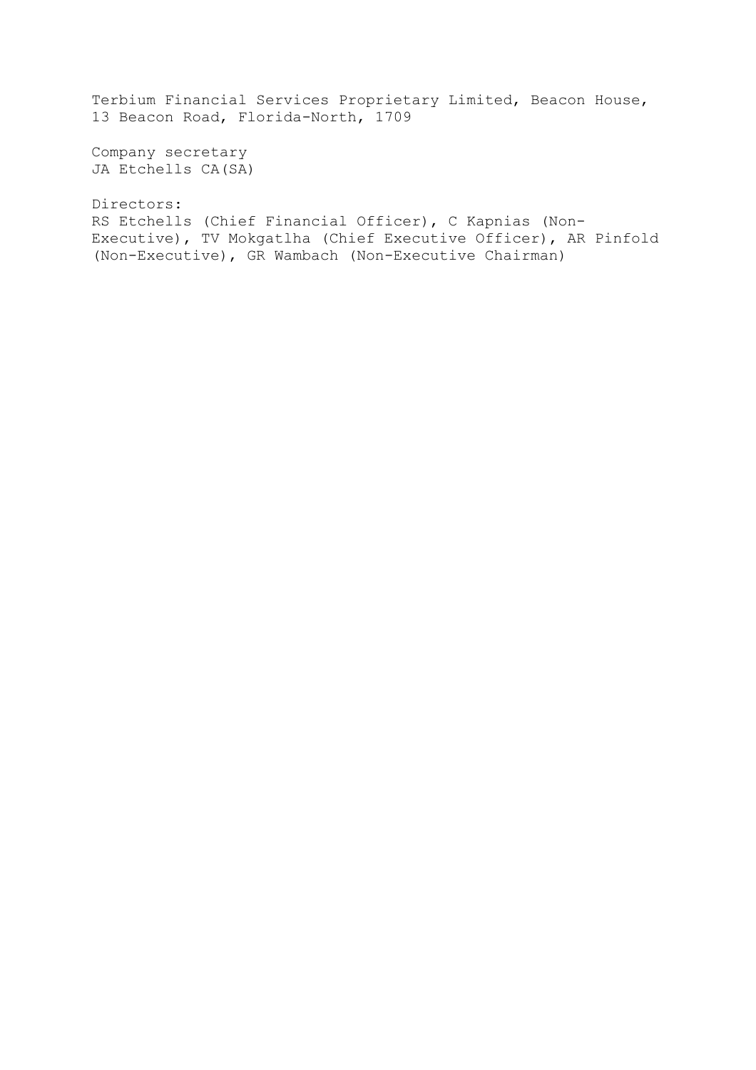Terbium Financial Services Proprietary Limited, Beacon House, 13 Beacon Road, Florida-North, 1709

Company secretary
JA Etchells CA(SA)

Directors:
RS Etchells (Chief Financial Officer), C Kapnias (Non-Executive), TV Mokgatlha (Chief Executive Officer), AR Pinfold (Non-Executive), GR Wambach (Non-Executive Chairman)